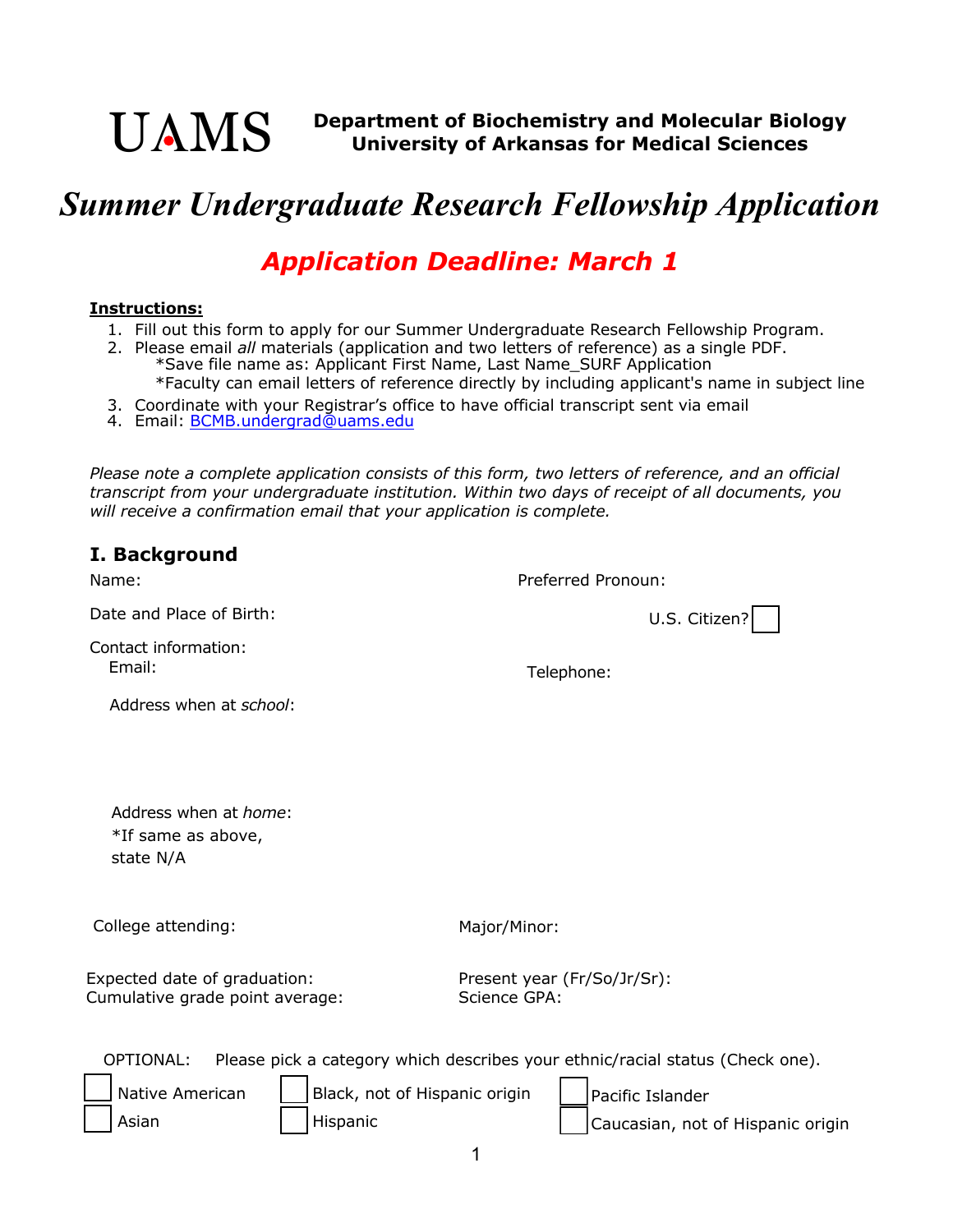UAMS **Department of Biochemistry and Molecular Biology**
**University of Arkansas for Medical Sciences**

# *Summer Undergraduate Research Fellowship Application*

## *Application Deadline: March 1*

**Instructions:**

1. Fill out this form to apply for our Summer Undergraduate Research Fellowship Program.
2. Please email *all* materials (application and two letters of reference) as a single PDF.
   *Save file name as: Applicant First Name, Last Name_SURF Application
   *Faculty can email letters of reference directly by including applicant's name in subject line
3. Coordinate with your Registrar's office to have official transcript sent via email
4. Email: BCMB.undergrad@uams.edu

*Please note a complete application consists of this form, two letters of reference, and an official transcript from your undergraduate institution. Within two days of receipt of all documents, you will receive a confirmation email that your application is complete.*

## I. Background

Name:

Preferred Pronoun:

Date and Place of Birth:

U.S. Citizen? ☐

Contact information:

Email:

Telephone:

Address when at *school*:

Address when at *home*:
*If same as above, state N/A

College attending:

Major/Minor:

Expected date of graduation:

Present year (Fr/So/Jr/Sr):

Cumulative grade point average:

Science GPA:

OPTIONAL: Please pick a category which describes your ethnic/racial status (Check one).

☐ Native American
☐ Black, not of Hispanic origin
☐ Pacific Islander
☐ Asian
☐ Hispanic
☐ Caucasian, not of Hispanic origin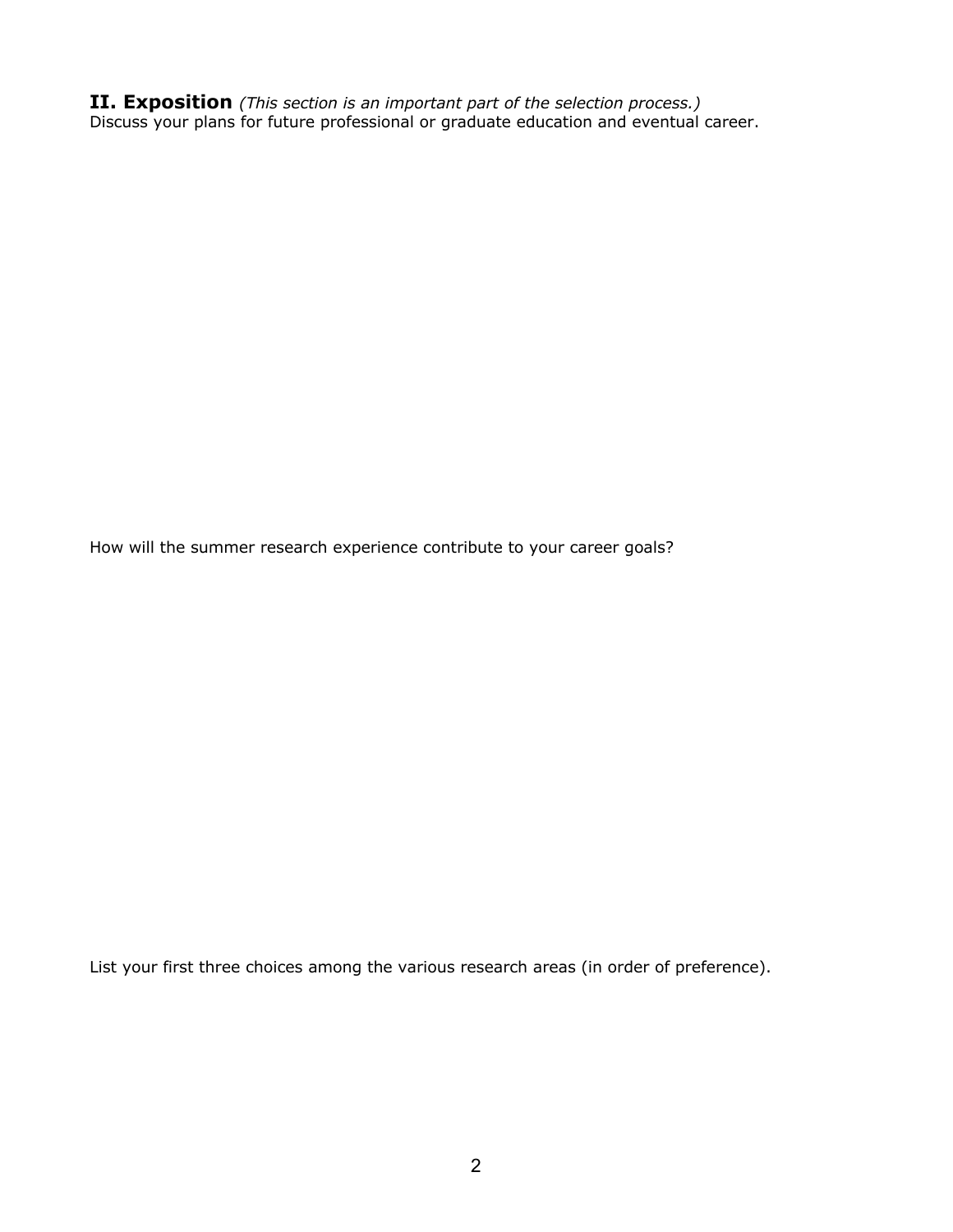## II. Exposition *(This section is an important part of the selection process.)*

Discuss your plans for future professional or graduate education and eventual career.

How will the summer research experience contribute to your career goals?

List your first three choices among the various research areas (in order of preference).